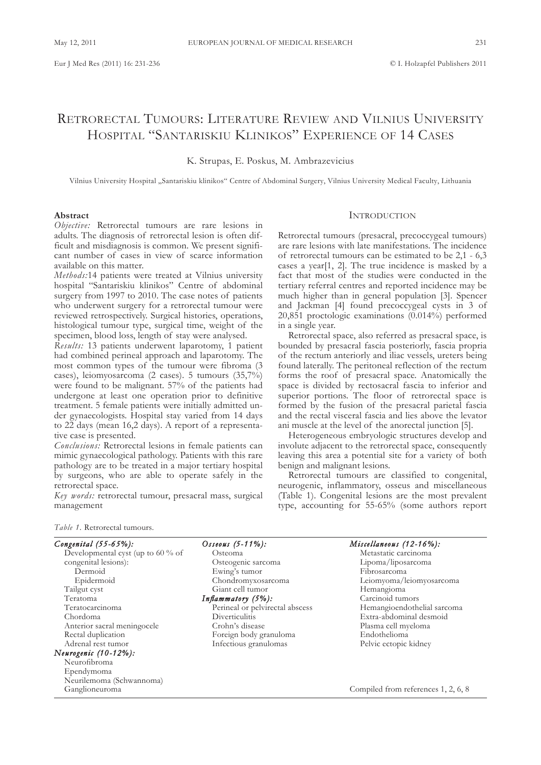# Retrorectal Tumours: Literature Review and Vilnius University Hospital "Santariskiu Klinikos" Experience of 14 Cases

K. Strupas, E. Poskus, M. Ambrazevicius

Vilnius University Hospital „Santariskiu klinikos" Centre of Abdominal Surgery, Vilnius University Medical Faculty, Lithuania

## Abstract

*Objective:* Retrorectal tumours are rare lesions in adults. The diagnosis of retrorectal lesion is often difficult and misdiagnosis is common. We present significant number of cases in view of scarce information available on this matter.

*Methods:* 14 patients were treated at Vilnius university hospital "Santariskiu klinikos" Centre of abdominal surgery from 1997 to 2010. The case notes of patients who underwent surgery for a retrorectal tumour were reviewed retrospectively. Surgical histories, operations, histological tumour type, surgical time, weight of the specimen, blood loss, length of stay were analysed.

*Results:* 13 patients underwent laparotomy, 1 patient had combined perineal approach and laparotomy. The most common types of the tumour were fibroma (3 cases), leiomyosarcoma (2 cases). 5 tumours (35,7%) were found to be malignant. 57% of the patients had undergone at least one operation prior to definitive treatment. 5 female patients were initially admitted under gynaecologists. Hospital stay varied from 14 days to 22 days (mean 16,2 days). A report of a representative case is presented.

*Conclusions:* Retrorectal lesions in female patients can mimic gynaecological pathology. Patients with this rare pathology are to be treated in a major tertiary hospital by surgeons, who are able to operate safely in the retrorectal space.

*Key words:* retrorectal tumour, presacral mass, surgical management

## Introduction

Retrorectal tumours (presacral, precoccygeal tumours) are rare lesions with late manifestations. The incidence of retrorectal tumours can be estimated to be 2,1 - 6,3 cases a year[1, 2]. The true incidence is masked by a fact that most of the studies were conducted in the tertiary referral centres and reported incidence may be much higher than in general population [3]. Spencer and Jackman [4] found precoccygeal cysts in 3 of 20,851 proctologic examinations (0.014%) performed in a single year.

Retrorectal space, also referred as presacral space, is bounded by presacral fascia posteriorly, fascia propria of the rectum anteriorly and iliac vessels, ureters being found laterally. The peritoneal reflection of the rectum forms the roof of presacral space. Anatomically the space is divided by rectosacral fascia to inferior and superior portions. The floor of retrorectal space is formed by the fusion of the presacral parietal fascia and the rectal visceral fascia and lies above the levator ani muscle at the level of the anorectal junction [5].

Heterogeneous embryologic structures develop and involute adjacent to the retrorectal space, consequently leaving this area a potential site for a variety of both benign and malignant lesions.

Retrorectal tumours are classified to congenital, neurogenic, inflammatory, osseus and miscellaneous (Table 1). Congenital lesions are the most prevalent type, accounting for 55-65% (some authors report

*Table 1.* Retrorectal tumours.

| Congenital (55-65%): | Osseous (5-11%): | Miscellaneous (12-16%): |
|---|---|---|
| Developmental cyst (up to 60 % of congenital lesions): | Osteoma | Metastatic carcinoma |
| Dermoid | Osteogenic sarcoma | Lipoma/liposarcoma |
| Epidermoid | Ewing's tumor | Fibrosarcoma |
| Tailgut cyst | Chondromyxosarcoma | Leiomyoma/leiomyosarcoma |
| Teratoma | Giant cell tumor | Hemangioma |
| Teratocarcinoma | *Inflammatory (5%):* | Carcinoid tumors |
| Chordoma | Perineal or pelvirectal abscess | Hemangioendothelial sarcoma |
| Anterior sacral meningocele | Diverticulitis | Extra-abdominal desmoid |
| Rectal duplication | Crohn's disease | Plasma cell myeloma |
| Adrenal rest tumor | Foreign body granuloma | Endothelioma |
| *Neurogenic (10-12%):* | Infectious granulomas | Pelvic ectopic kidney |
| Neurofibroma | | |
| Ependymoma | | |
| Neurilemoma (Schwannoma) | | |
| Ganglioneuroma | | |

Compiled from references 1, 2, 6, 8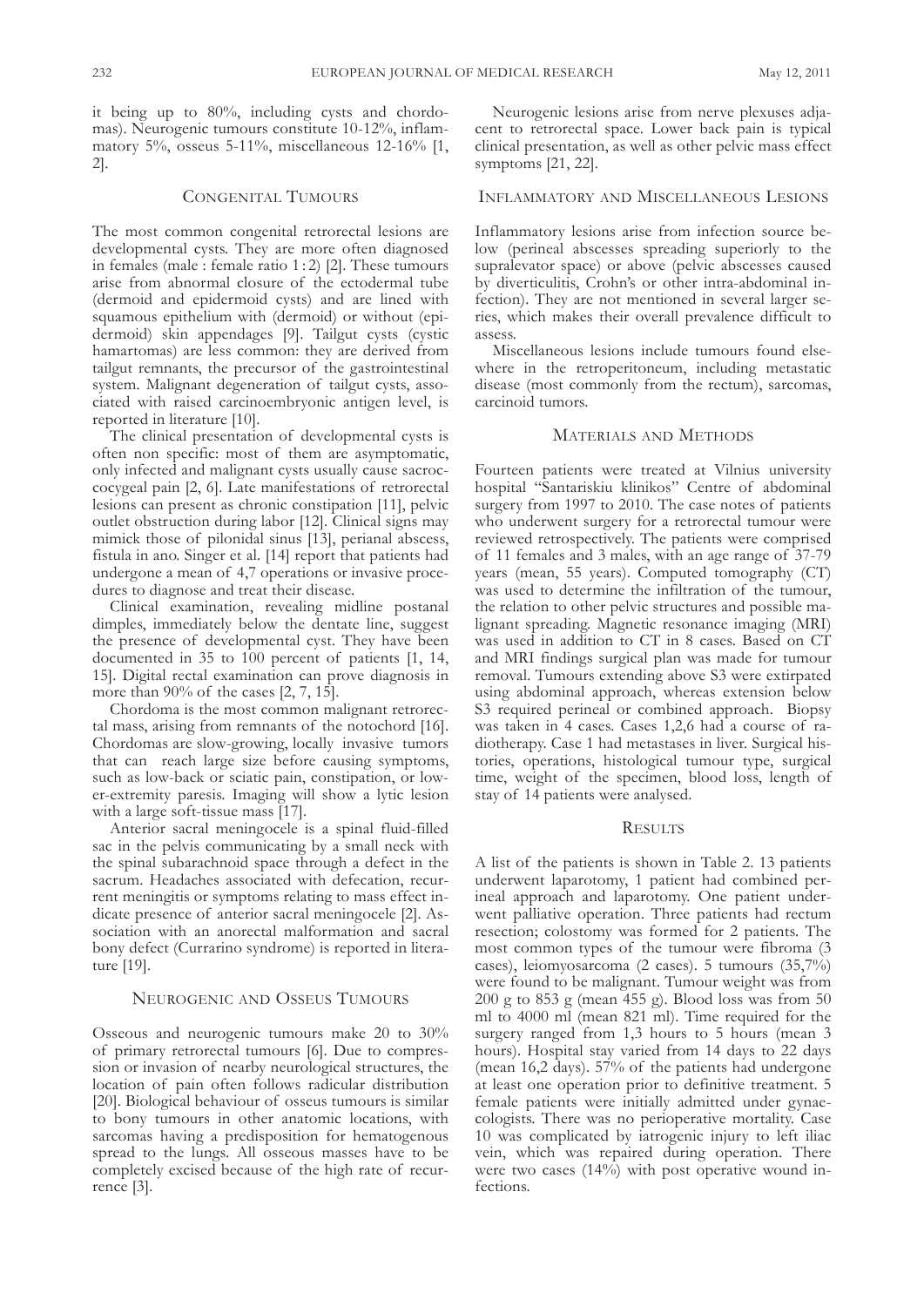it being up to 80%, including cysts and chordomas). Neurogenic tumours constitute 10-12%, inflammatory 5%, osseus 5-11%, miscellaneous 12-16% [1, 2].

## Congenital Tumours

The most common congenital retrorectal lesions are developmental cysts. They are more often diagnosed in females (male : female ratio 1 : 2) [2]. These tumours arise from abnormal closure of the ectodermal tube (dermoid and epidermoid cysts) and are lined with squamous epithelium with (dermoid) or without (epidermoid) skin appendages [9]. Tailgut cysts (cystic hamartomas) are less common: they are derived from tailgut remnants, the precursor of the gastrointestinal system. Malignant degeneration of tailgut cysts, associated with raised carcinoembryonic antigen level, is reported in literature [10].

The clinical presentation of developmental cysts is often non specific: most of them are asymptomatic, only infected and malignant cysts usually cause sacrococcygeal pain [2, 6]. Late manifestations of retrorectal lesions can present as chronic constipation [11], pelvic outlet obstruction during labor [12]. Clinical signs may mimick those of pilonidal sinus [13], perianal abscess, fistula in ano. Singer et al. [14] report that patients had undergone a mean of 4,7 operations or invasive procedures to diagnose and treat their disease.

Clinical examination, revealing midline postanal dimples, immediately below the dentate line, suggest the presence of developmental cyst. They have been documented in 35 to 100 percent of patients [1, 14, 15]. Digital rectal examination can prove diagnosis in more than 90% of the cases [2, 7, 15].

Chordoma is the most common malignant retrorectal mass, arising from remnants of the notochord [16]. Chordomas are slow-growing, locally invasive tumors that can reach large size before causing symptoms, such as low-back or sciatic pain, constipation, or lower-extremity paresis. Imaging will show a lytic lesion with a large soft-tissue mass [17].

Anterior sacral meningocele is a spinal fluid-filled sac in the pelvis communicating by a small neck with the spinal subarachnoid space through a defect in the sacrum. Headaches associated with defecation, recurrent meningitis or symptoms relating to mass effect indicate presence of anterior sacral meningocele [2]. Association with an anorectal malformation and sacral bony defect (Currarino syndrome) is reported in literature [19].

## Neurogenic and Osseus Tumours

Osseous and neurogenic tumours make 20 to 30% of primary retrorectal tumours [6]. Due to compression or invasion of nearby neurological structures, the location of pain often follows radicular distribution [20]. Biological behaviour of osseus tumours is similar to bony tumours in other anatomic locations, with sarcomas having a predisposition for hematogenous spread to the lungs. All osseous masses have to be completely excised because of the high rate of recurrence [3].

Neurogenic lesions arise from nerve plexuses adjacent to retrorectal space. Lower back pain is typical clinical presentation, as well as other pelvic mass effect symptoms [21, 22].

## Inflammatory and Miscellaneous Lesions

Inflammatory lesions arise from infection source below (perineal abscesses spreading superiorly to the supralevator space) or above (pelvic abscesses caused by diverticulitis, Crohn's or other intra-abdominal infection). They are not mentioned in several larger series, which makes their overall prevalence difficult to assess.

Miscellaneous lesions include tumours found elsewhere in the retroperitoneum, including metastatic disease (most commonly from the rectum), sarcomas, carcinoid tumors.

## Materials and Methods

Fourteen patients were treated at Vilnius university hospital "Santariskiu klinikos" Centre of abdominal surgery from 1997 to 2010. The case notes of patients who underwent surgery for a retrorectal tumour were reviewed retrospectively. The patients were comprised of 11 females and 3 males, with an age range of 37-79 years (mean, 55 years). Computed tomography (CT) was used to determine the infiltration of the tumour, the relation to other pelvic structures and possible malignant spreading. Magnetic resonance imaging (MRI) was used in addition to CT in 8 cases. Based on CT and MRI findings surgical plan was made for tumour removal. Tumours extending above S3 were extirpated using abdominal approach, whereas extension below S3 required perineal or combined approach. Biopsy was taken in 4 cases. Cases 1,2,6 had a course of radiotherapy. Case 1 had metastases in liver. Surgical histories, operations, histological tumour type, surgical time, weight of the specimen, blood loss, length of stay of 14 patients were analysed.

## Results

A list of the patients is shown in Table 2. 13 patients underwent laparotomy, 1 patient had combined perineal approach and laparotomy. One patient underwent palliative operation. Three patients had rectum resection; colostomy was formed for 2 patients. The most common types of the tumour were fibroma (3 cases), leiomyosarcoma (2 cases). 5 tumours (35,7%) were found to be malignant. Tumour weight was from 200 g to 853 g (mean 455 g). Blood loss was from 50 ml to 4000 ml (mean 821 ml). Time required for the surgery ranged from 1,3 hours to 5 hours (mean 3 hours). Hospital stay varied from 14 days to 22 days (mean 16,2 days). 57% of the patients had undergone at least one operation prior to definitive treatment. 5 female patients were initially admitted under gynaecologists. There was no perioperative mortality. Case 10 was complicated by iatrogenic injury to left iliac vein, which was repaired during operation. There were two cases (14%) with post operative wound infections.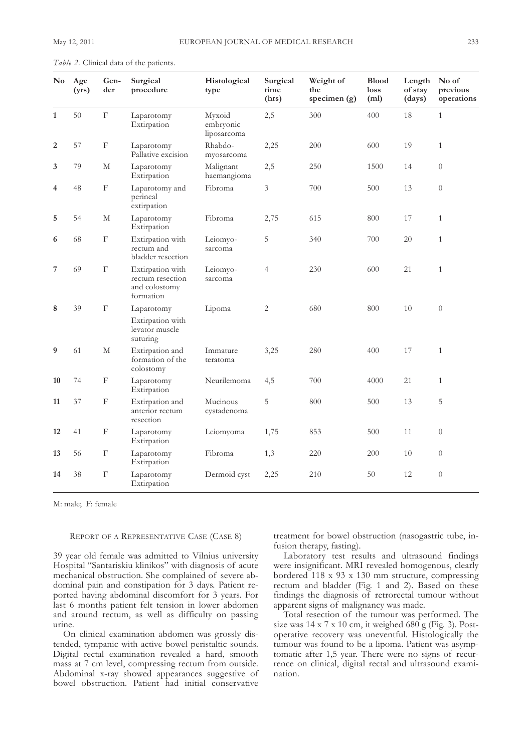*Table 2.* Clinical data of the patients.

| No | Age (yrs) | Gender | Surgical procedure | Histological type | Surgical time (hrs) | Weight of the specimen (g) | Blood loss (ml) | Length of stay (days) | No of previous operations |
|---|---|---|---|---|---|---|---|---|---|
| **1** | 50 | F | Laparotomy Extirpation | Myxoid embryonic liposarcoma | 2,5 | 300 | 400 | 18 | 1 |
| **2** | 57 | F | Laparotomy Pallative excision | Rhabdo-myosarcoma | 2,25 | 200 | 600 | 19 | 1 |
| **3** | 79 | M | Laparotomy Extirpation | Malignant haemangioma | 2,5 | 250 | 1500 | 14 | 0 |
| **4** | 48 | F | Laparotomy and perineal extirpation | Fibroma | 3 | 700 | 500 | 13 | 0 |
| **5** | 54 | M | Laparotomy Extirpation | Fibroma | 2,75 | 615 | 800 | 17 | 1 |
| **6** | 68 | F | Extirpation with rectum and bladder resection | Leiomyo-sarcoma | 5 | 340 | 700 | 20 | 1 |
| **7** | 69 | F | Extirpation with rectum resection and colostomy formation | Leiomyo-sarcoma | 4 | 230 | 600 | 21 | 1 |
| **8** | 39 | F | Laparotomy Extirpation with levator muscle suturing | Lipoma | 2 | 680 | 800 | 10 | 0 |
| **9** | 61 | M | Extirpation and formation of the colostomy | Immature teratoma | 3,25 | 280 | 400 | 17 | 1 |
| **10** | 74 | F | Laparotomy Extirpation | Neurilemoma | 4,5 | 700 | 4000 | 21 | 1 |
| **11** | 37 | F | Extirpation and anterior rectum resection | Mucinous cystadenoma | 5 | 800 | 500 | 13 | 5 |
| **12** | 41 | F | Laparotomy Extirpation | Leiomyoma | 1,75 | 853 | 500 | 11 | 0 |
| **13** | 56 | F | Laparotomy Extirpation | Fibroma | 1,3 | 220 | 200 | 10 | 0 |
| **14** | 38 | F | Laparotomy Extirpation | Dermoid cyst | 2,25 | 210 | 50 | 12 | 0 |

M: male; F: female

## Report of a Representative Case (Case 8)

39 year old female was admitted to Vilnius university Hospital "Santariskiu klinikos" with diagnosis of acute mechanical obstruction. She complained of severe abdominal pain and constipation for 3 days. Patient reported having abdominal discomfort for 3 years. For last 6 months patient felt tension in lower abdomen and around rectum, as well as difficulty on passing urine.

On clinical examination abdomen was grossly distended, tympanic with active bowel peristaltic sounds. Digital rectal examination revealed a hard, smooth mass at 7 cm level, compressing rectum from outside. Abdominal x-ray showed appearances suggestive of bowel obstruction. Patient had initial conservative treatment for bowel obstruction (nasogastric tube, infusion therapy, fasting).

Laboratory test results and ultrasound findings were insignificant. MRI revealed homogenous, clearly bordered 118 x 93 x 130 mm structure, compressing rectum and bladder (Fig. 1 and 2). Based on these findings the diagnosis of retrorectal tumour without apparent signs of malignancy was made.

Total resection of the tumour was performed. The size was 14 x 7 x 10 cm, it weighed 680 g (Fig. 3). Postoperative recovery was uneventful. Histologically the tumour was found to be a lipoma. Patient was asymptomatic after 1,5 year. There were no signs of recurrence on clinical, digital rectal and ultrasound examination.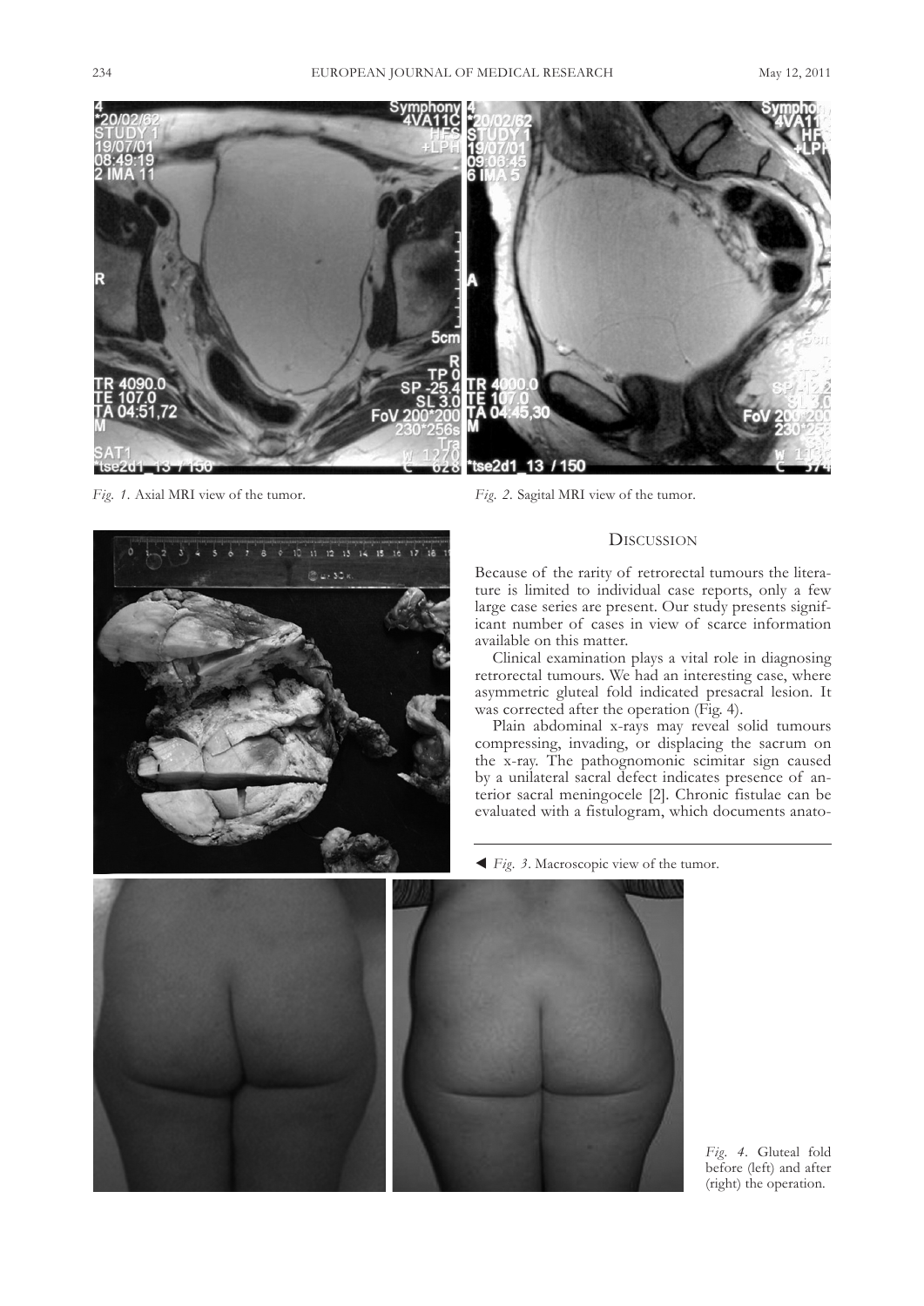*Fig. 1.* Axial MRI view of the tumor.

*Fig. 2.* Sagital MRI view of the tumor.

## Discussion

Because of the rarity of retrorectal tumours the literature is limited to individual case reports, only a few large case series are present. Our study presents significant number of cases in view of scarce information available on this matter.

Clinical examination plays a vital role in diagnosing retrorectal tumours. We had an interesting case, where asymmetric gluteal fold indicated presacral lesion. It was corrected after the operation (Fig. 4).

Plain abdominal x-rays may reveal solid tumours compressing, invading, or displacing the sacrum on the x-ray. The pathognomonic scimitar sign caused by a unilateral sacral defect indicates presence of anterior sacral meningocele [2]. Chronic fistulae can be evaluated with a fistulogram, which documents anato-

◄ *Fig. 3.* Macroscopic view of the tumor.

*Fig. 4.* Gluteal fold before (left) and after (right) the operation.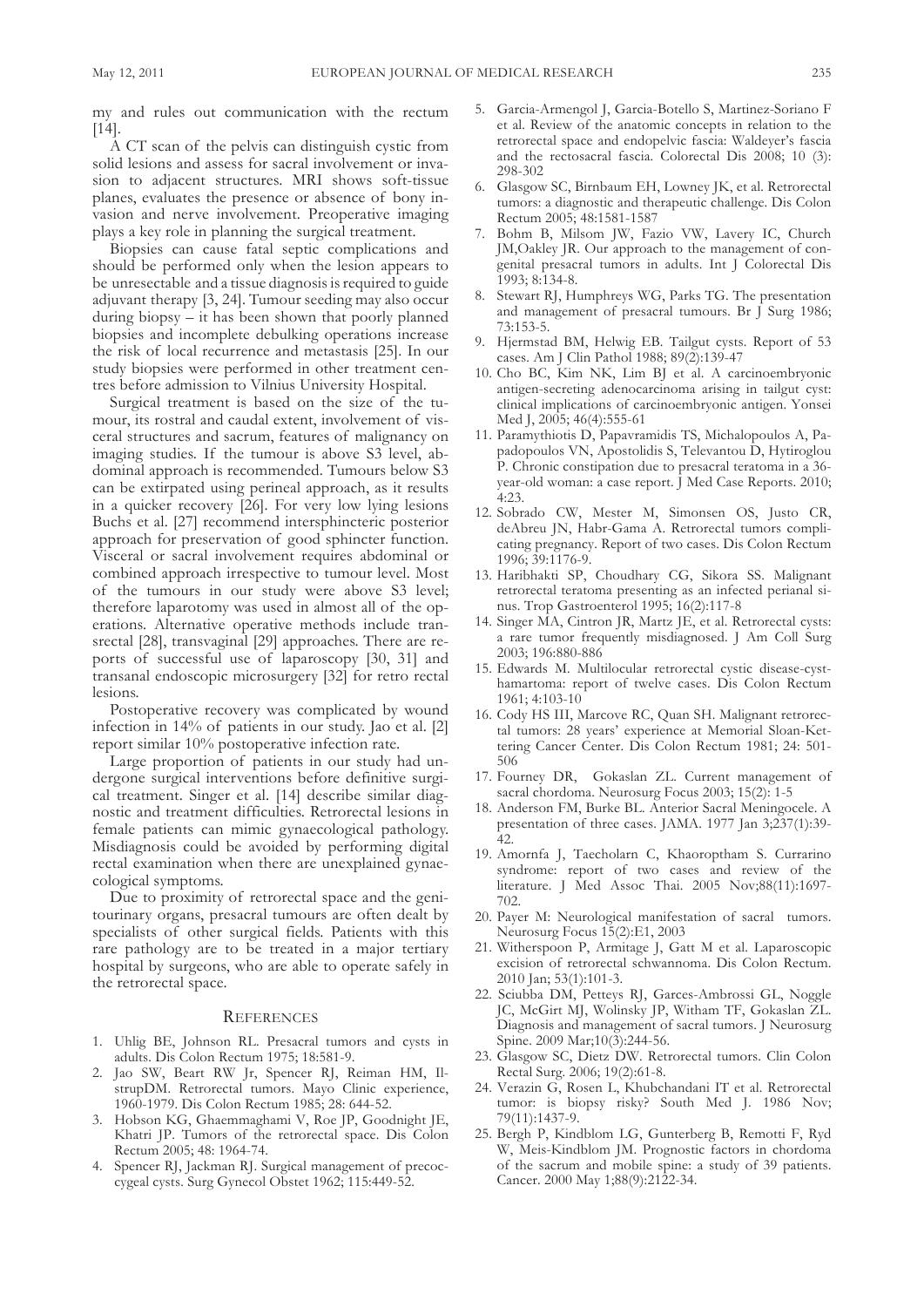my and rules out communication with the rectum [14].

A CT scan of the pelvis can distinguish cystic from solid lesions and assess for sacral involvement or invasion to adjacent structures. MRI shows soft-tissue planes, evaluates the presence or absence of bony invasion and nerve involvement. Preoperative imaging plays a key role in planning the surgical treatment.

Biopsies can cause fatal septic complications and should be performed only when the lesion appears to be unresectable and a tissue diagnosis is required to guide adjuvant therapy [3, 24]. Tumour seeding may also occur during biopsy – it has been shown that poorly planned biopsies and incomplete debulking operations increase the risk of local recurrence and metastasis [25]. In our study biopsies were performed in other treatment centres before admission to Vilnius University Hospital.

Surgical treatment is based on the size of the tumour, its rostral and caudal extent, involvement of visceral structures and sacrum, features of malignancy on imaging studies. If the tumour is above S3 level, abdominal approach is recommended. Tumours below S3 can be extirpated using perineal approach, as it results in a quicker recovery [26]. For very low lying lesions Buchs et al. [27] recommend intersphincteric posterior approach for preservation of good sphincter function. Visceral or sacral involvement requires abdominal or combined approach irrespective to tumour level. Most of the tumours in our study were above S3 level; therefore laparotomy was used in almost all of the operations. Alternative operative methods include transrectal [28], transvaginal [29] approaches. There are reports of successful use of laparoscopy [30, 31] and transanal endoscopic microsurgery [32] for retro rectal lesions.

Postoperative recovery was complicated by wound infection in 14% of patients in our study. Jao et al. [2] report similar 10% postoperative infection rate.

Large proportion of patients in our study had undergone surgical interventions before definitive surgical treatment. Singer et al. [14] describe similar diagnostic and treatment difficulties. Retrorectal lesions in female patients can mimic gynaecological pathology. Misdiagnosis could be avoided by performing digital rectal examination when there are unexplained gynaecological symptoms.

Due to proximity of retrorectal space and the genitourinary organs, presacral tumours are often dealt by specialists of other surgical fields. Patients with this rare pathology are to be treated in a major tertiary hospital by surgeons, who are able to operate safely in the retrorectal space.

## References

1. Uhlig BE, Johnson RL. Presacral tumors and cysts in adults. Dis Colon Rectum 1975; 18:581-9.
2. Jao SW, Beart RW Jr, Spencer RJ, Reiman HM, IlstrupDM. Retrorectal tumors. Mayo Clinic experience, 1960-1979. Dis Colon Rectum 1985; 28: 644-52.
3. Hobson KG, Ghaemmaghami V, Roe JP, Goodnight JE, Khatri JP. Tumors of the retrorectal space. Dis Colon Rectum 2005; 48: 1964-74.
4. Spencer RJ, Jackman RJ. Surgical management of precoccygeal cysts. Surg Gynecol Obstet 1962; 115:449-52.
5. Garcia-Armengol J, Garcia-Botello S, Martinez-Soriano F et al. Review of the anatomic concepts in relation to the retrorectal space and endopelvic fascia: Waldeyer's fascia and the rectosacral fascia. Colorectal Dis 2008; 10 (3): 298-302
6. Glasgow SC, Birnbaum EH, Lowney JK, et al. Retrorectal tumors: a diagnostic and therapeutic challenge. Dis Colon Rectum 2005; 48:1581-1587
7. Bohm B, Milsom JW, Fazio VW, Lavery IC, Church JM,Oakley JR. Our approach to the management of congenital presacral tumors in adults. Int J Colorectal Dis 1993; 8:134-8.
8. Stewart RJ, Humphreys WG, Parks TG. The presentation and management of presacral tumours. Br J Surg 1986; 73:153-5.
9. Hjermstad BM, Helwig EB. Tailgut cysts. Report of 53 cases. Am J Clin Pathol 1988; 89(2):139-47
10. Cho BC, Kim NK, Lim BJ et al. A carcinoembryonic antigen-secreting adenocarcinoma arising in tailgut cyst: clinical implications of carcinoembryonic antigen. Yonsei Med J, 2005; 46(4):555-61
11. Paramythiotis D, Papavramidis TS, Michalopoulos A, Papadopoulos VN, Apostolidis S, Televantou D, Hytiroglou P. Chronic constipation due to presacral teratoma in a 36-year-old woman: a case report. J Med Case Reports. 2010; 4:23.
12. Sobrado CW, Mester M, Simonsen OS, Justo CR, deAbreu JN, Habr-Gama A. Retrorectal tumors complicating pregnancy. Report of two cases. Dis Colon Rectum 1996; 39:1176-9.
13. Haribhakti SP, Choudhary CG, Sikora SS. Malignant retrorectal teratoma presenting as an infected perianal sinus. Trop Gastroenterol 1995; 16(2):117-8
14. Singer MA, Cintron JR, Martz JE, et al. Retrorectal cysts: a rare tumor frequently misdiagnosed. J Am Coll Surg 2003; 196:880-886
15. Edwards M. Multilocular retrorectal cystic disease-cyst-hamartoma: report of twelve cases. Dis Colon Rectum 1961; 4:103-10
16. Cody HS III, Marcove RC, Quan SH. Malignant retrorectal tumors: 28 years' experience at Memorial Sloan-Kettering Cancer Center. Dis Colon Rectum 1981; 24: 501-506
17. Fourney DR, Gokaslan ZL. Current management of sacral chordoma. Neurosurg Focus 2003; 15(2): 1-5
18. Anderson FM, Burke BL. Anterior Sacral Meningocele. A presentation of three cases. JAMA. 1977 Jan 3;237(1):39-42.
19. Amornfa J, Taecholarn C, Khaoroptham S. Currarino syndrome: report of two cases and review of the literature. J Med Assoc Thai. 2005 Nov;88(11):1697-702.
20. Payer M: Neurological manifestation of sacral tumors. Neurosurg Focus 15(2):E1, 2003
21. Witherspoon P, Armitage J, Gatt M et al. Laparoscopic excision of retrorectal schwannoma. Dis Colon Rectum. 2010 Jan; 53(1):101-3.
22. Sciubba DM, Petteys RJ, Garces-Ambrossi GL, Noggle JC, McGirt MJ, Wolinsky JP, Witham TF, Gokaslan ZL. Diagnosis and management of sacral tumors. J Neurosurg Spine. 2009 Mar;10(3):244-56.
23. Glasgow SC, Dietz DW. Retrorectal tumors. Clin Colon Rectal Surg. 2006; 19(2):61-8.
24. Verazin G, Rosen L, Khubchandani IT et al. Retrorectal tumor: is biopsy risky? South Med J. 1986 Nov; 79(11):1437-9.
25. Bergh P, Kindblom LG, Gunterberg B, Remotti F, Ryd W, Meis-Kindblom JM. Prognostic factors in chordoma of the sacrum and mobile spine: a study of 39 patients. Cancer. 2000 May 1;88(9):2122-34.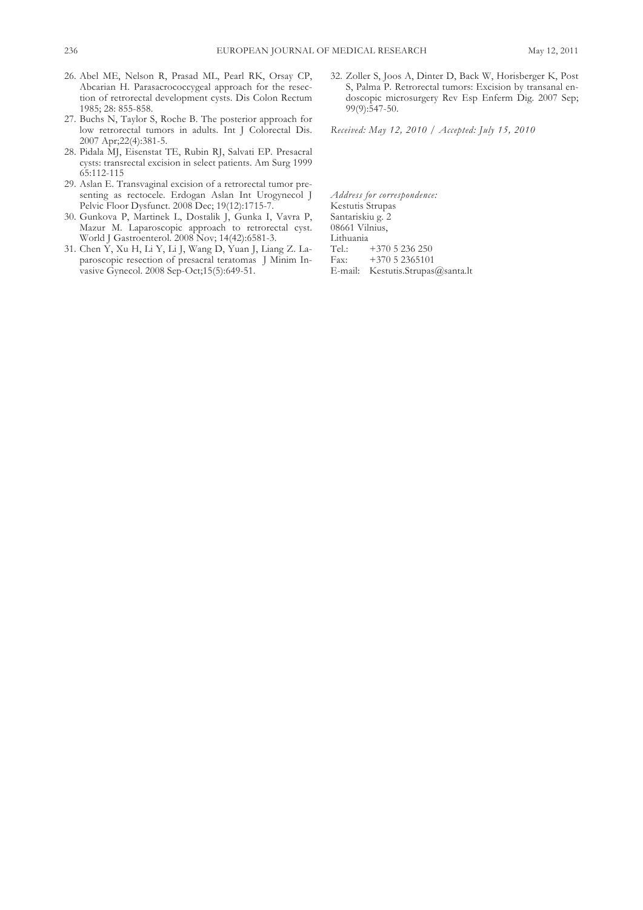26. Abel ME, Nelson R, Prasad ML, Pearl RK, Orsay CP, Abcarian H. Parasacrococcygeal approach for the resection of retrorectal development cysts. Dis Colon Rectum 1985; 28: 855-858.
27. Buchs N, Taylor S, Roche B. The posterior approach for low retrorectal tumors in adults. Int J Colorectal Dis. 2007 Apr;22(4):381-5.
28. Pidala MJ, Eisenstat TE, Rubin RJ, Salvati EP. Presacral cysts: transrectal excision in select patients. Am Surg 1999 65:112-115
29. Aslan E. Transvaginal excision of a retrorectal tumor presenting as rectocele. Erdogan Aslan Int Urogynecol J Pelvic Floor Dysfunct. 2008 Dec; 19(12):1715-7.
30. Gunkova P, Martinek L, Dostalik J, Gunka I, Vavra P, Mazur M. Laparoscopic approach to retrorectal cyst. World J Gastroenterol. 2008 Nov; 14(42):6581-3.
31. Chen Y, Xu H, Li Y, Li J, Wang D, Yuan J, Liang Z. Laparoscopic resection of presacral teratomas J Minim Invasive Gynecol. 2008 Sep-Oct;15(5):649-51.
32. Zoller S, Joos A, Dinter D, Back W, Horisberger K, Post S, Palma P. Retrorectal tumors: Excision by transanal endoscopic microsurgery Rev Esp Enferm Dig. 2007 Sep; 99(9):547-50.

*Received: May 12, 2010 / Accepted: July 15, 2010*

*Address for correspondence:*
Kestutis Strupas
Santariskiu g. 2
08661 Vilnius,
Lithuania
Tel.: +370 5 236 250
Fax: +370 5 2365101
E-mail: Kestutis.Strupas@santa.lt